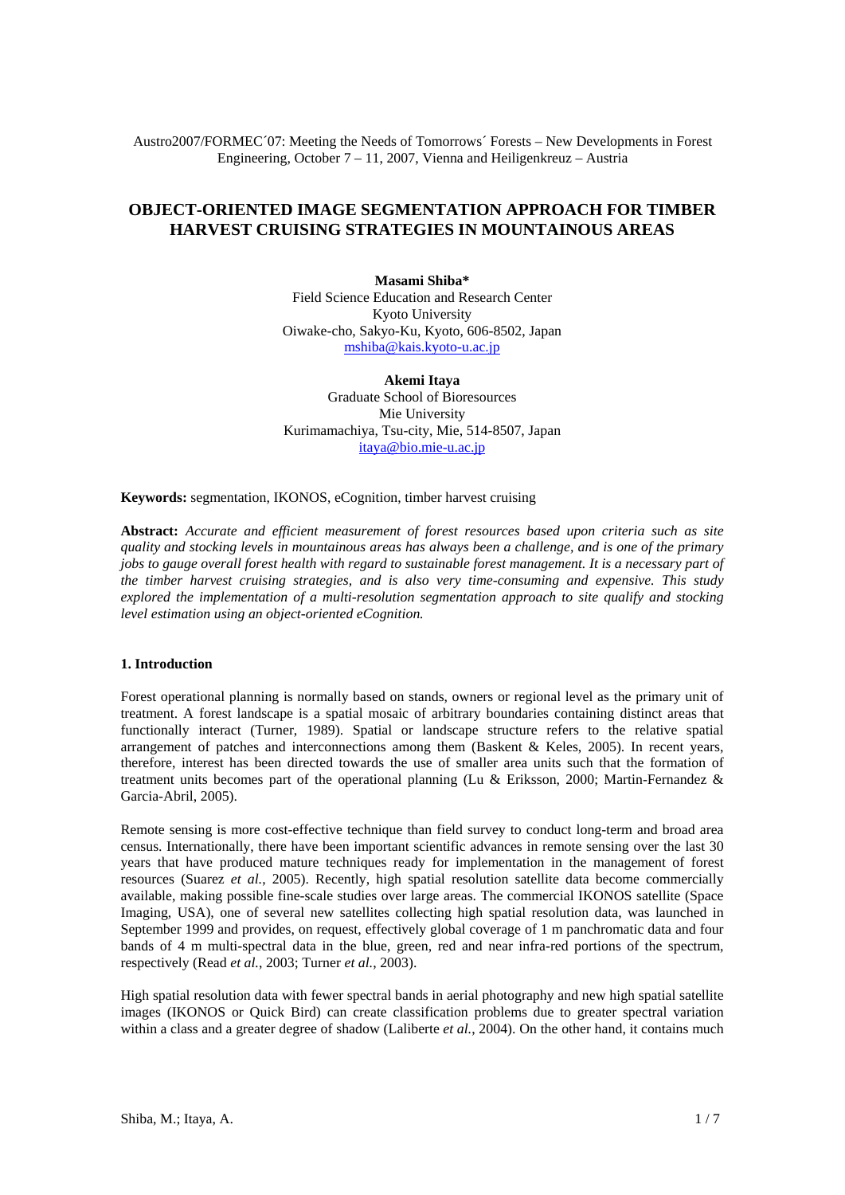Austro2007/FORMEC´07: Meeting the Needs of Tomorrows´ Forests – New Developments in Forest Engineering, October 7 – 11, 2007, Vienna and Heiligenkreuz – Austria

# OBJECT-ORIENTED IMAGE SEGMENTATION APPROACH FOR TIMBER HARVEST CRUISING STRATEGIES IN MOUNTAINOUS AREAS

**Masami Shiba\***
Field Science Education and Research Center
Kyoto University
Oiwake-cho, Sakyo-Ku, Kyoto, 606-8502, Japan
mshiba@kais.kyoto-u.ac.jp

**Akemi Itaya**
Graduate School of Bioresources
Mie University
Kurimamachiya, Tsu-city, Mie, 514-8507, Japan
itaya@bio.mie-u.ac.jp

**Keywords:** segmentation, IKONOS, eCognition, timber harvest cruising

**Abstract:** *Accurate and efficient measurement of forest resources based upon criteria such as site quality and stocking levels in mountainous areas has always been a challenge, and is one of the primary jobs to gauge overall forest health with regard to sustainable forest management. It is a necessary part of the timber harvest cruising strategies, and is also very time-consuming and expensive. This study explored the implementation of a multi-resolution segmentation approach to site qualify and stocking level estimation using an object-oriented eCognition.*

## 1. Introduction

Forest operational planning is normally based on stands, owners or regional level as the primary unit of treatment. A forest landscape is a spatial mosaic of arbitrary boundaries containing distinct areas that functionally interact (Turner, 1989). Spatial or landscape structure refers to the relative spatial arrangement of patches and interconnections among them (Baskent & Keles, 2005). In recent years, therefore, interest has been directed towards the use of smaller area units such that the formation of treatment units becomes part of the operational planning (Lu & Eriksson, 2000; Martin-Fernandez & Garcia-Abril, 2005).

Remote sensing is more cost-effective technique than field survey to conduct long-term and broad area census. Internationally, there have been important scientific advances in remote sensing over the last 30 years that have produced mature techniques ready for implementation in the management of forest resources (Suarez *et al.*, 2005). Recently, high spatial resolution satellite data become commercially available, making possible fine-scale studies over large areas. The commercial IKONOS satellite (Space Imaging, USA), one of several new satellites collecting high spatial resolution data, was launched in September 1999 and provides, on request, effectively global coverage of 1 m panchromatic data and four bands of 4 m multi-spectral data in the blue, green, red and near infra-red portions of the spectrum, respectively (Read *et al.*, 2003; Turner *et al.*, 2003).

High spatial resolution data with fewer spectral bands in aerial photography and new high spatial satellite images (IKONOS or Quick Bird) can create classification problems due to greater spectral variation within a class and a greater degree of shadow (Laliberte *et al.*, 2004). On the other hand, it contains much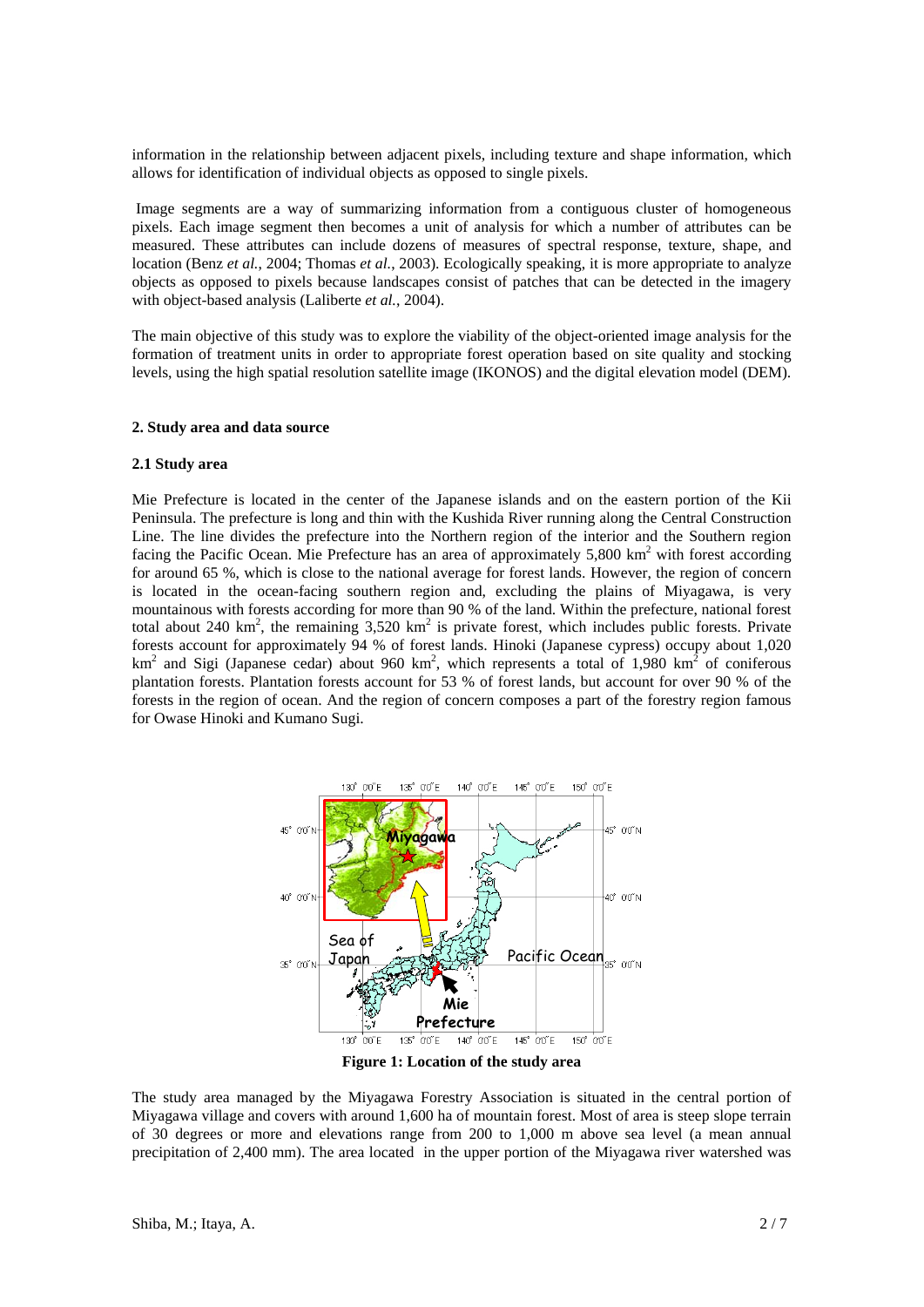information in the relationship between adjacent pixels, including texture and shape information, which allows for identification of individual objects as opposed to single pixels.

Image segments are a way of summarizing information from a contiguous cluster of homogeneous pixels. Each image segment then becomes a unit of analysis for which a number of attributes can be measured. These attributes can include dozens of measures of spectral response, texture, shape, and location (Benz *et al.*, 2004; Thomas *et al.*, 2003). Ecologically speaking, it is more appropriate to analyze objects as opposed to pixels because landscapes consist of patches that can be detected in the imagery with object-based analysis (Laliberte *et al.*, 2004).

The main objective of this study was to explore the viability of the object-oriented image analysis for the formation of treatment units in order to appropriate forest operation based on site quality and stocking levels, using the high spatial resolution satellite image (IKONOS) and the digital elevation model (DEM).

## 2. Study area and data source

### 2.1 Study area

Mie Prefecture is located in the center of the Japanese islands and on the eastern portion of the Kii Peninsula. The prefecture is long and thin with the Kushida River running along the Central Construction Line. The line divides the prefecture into the Northern region of the interior and the Southern region facing the Pacific Ocean. Mie Prefecture has an area of approximately 5,800 km$^2$ with forest according for around 65 %, which is close to the national average for forest lands. However, the region of concern is located in the ocean-facing southern region and, excluding the plains of Miyagawa, is very mountainous with forests according for more than 90 % of the land. Within the prefecture, national forest total about 240 km$^2$, the remaining 3,520 km$^2$ is private forest, which includes public forests. Private forests account for approximately 94 % of forest lands. Hinoki (Japanese cypress) occupy about 1,020 km$^2$ and Sigi (Japanese cedar) about 960 km$^2$, which represents a total of 1,980 km$^2$ of coniferous plantation forests. Plantation forests account for 53 % of forest lands, but account for over 90 % of the forests in the region of ocean. And the region of concern composes a part of the forestry region famous for Owase Hinoki and Kumano Sugi.

**Figure 1: Location of the study area**

The study area managed by the Miyagawa Forestry Association is situated in the central portion of Miyagawa village and covers with around 1,600 ha of mountain forest. Most of area is steep slope terrain of 30 degrees or more and elevations range from 200 to 1,000 m above sea level (a mean annual precipitation of 2,400 mm). The area located in the upper portion of the Miyagawa river watershed was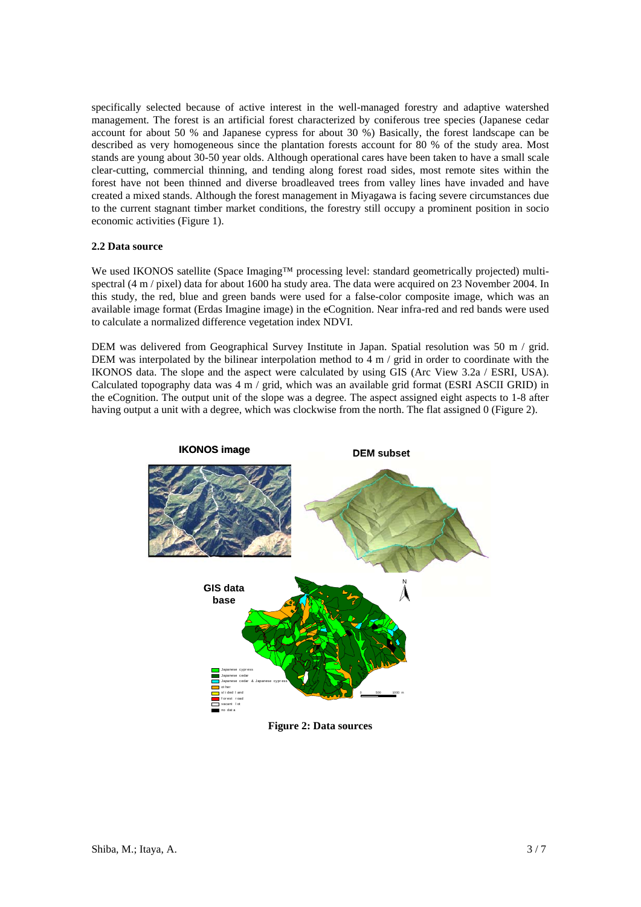specifically selected because of active interest in the well-managed forestry and adaptive watershed management. The forest is an artificial forest characterized by coniferous tree species (Japanese cedar account for about 50 % and Japanese cypress for about 30 %) Basically, the forest landscape can be described as very homogeneous since the plantation forests account for 80 % of the study area. Most stands are young about 30-50 year olds. Although operational cares have been taken to have a small scale clear-cutting, commercial thinning, and tending along forest road sides, most remote sites within the forest have not been thinned and diverse broadleaved trees from valley lines have invaded and have created a mixed stands. Although the forest management in Miyagawa is facing severe circumstances due to the current stagnant timber market conditions, the forestry still occupy a prominent position in socio economic activities (Figure 1).

### 2.2 Data source

We used IKONOS satellite (Space Imaging™ processing level: standard geometrically projected) multi-spectral (4 m / pixel) data for about 1600 ha study area. The data were acquired on 23 November 2004. In this study, the red, blue and green bands were used for a false-color composite image, which was an available image format (Erdas Imagine image) in the eCognition. Near infra-red and red bands were used to calculate a normalized difference vegetation index NDVI.

DEM was delivered from Geographical Survey Institute in Japan. Spatial resolution was 50 m / grid. DEM was interpolated by the bilinear interpolation method to 4 m / grid in order to coordinate with the IKONOS data. The slope and the aspect were calculated by using GIS (Arc View 3.2a / ESRI, USA). Calculated topography data was 4 m / grid, which was an available grid format (ESRI ASCII GRID) in the eCognition. The output unit of the slope was a degree. The aspect assigned eight aspects to 1-8 after having output a unit with a degree, which was clockwise from the north. The flat assigned 0 (Figure 2).

**Figure 2: Data sources**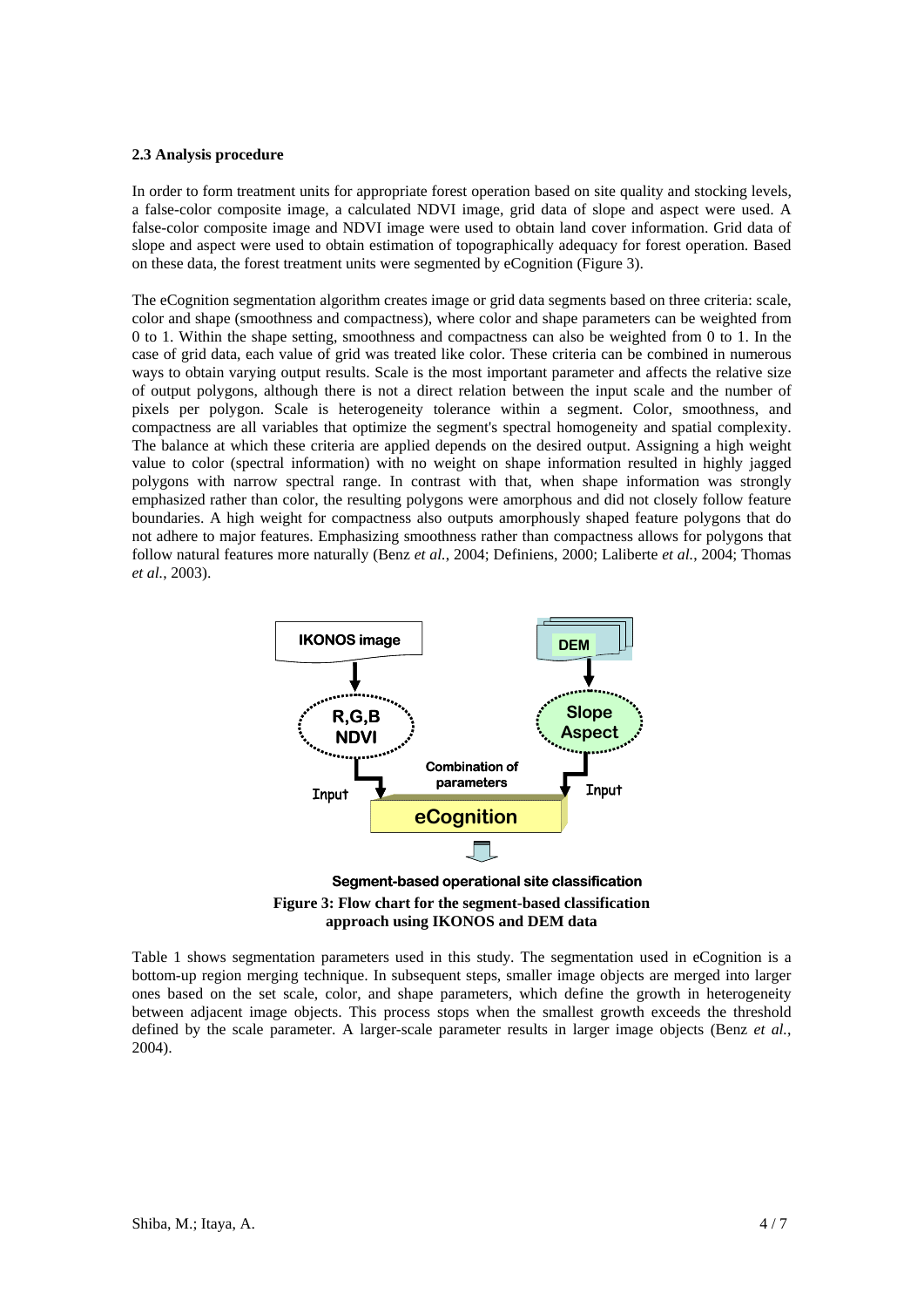**2.3 Analysis procedure**

In order to form treatment units for appropriate forest operation based on site quality and stocking levels, a false-color composite image, a calculated NDVI image, grid data of slope and aspect were used. A false-color composite image and NDVI image were used to obtain land cover information. Grid data of slope and aspect were used to obtain estimation of topographically adequacy for forest operation. Based on these data, the forest treatment units were segmented by eCognition (Figure 3).

The eCognition segmentation algorithm creates image or grid data segments based on three criteria: scale, color and shape (smoothness and compactness), where color and shape parameters can be weighted from 0 to 1. Within the shape setting, smoothness and compactness can also be weighted from 0 to 1. In the case of grid data, each value of grid was treated like color. These criteria can be combined in numerous ways to obtain varying output results. Scale is the most important parameter and affects the relative size of output polygons, although there is not a direct relation between the input scale and the number of pixels per polygon. Scale is heterogeneity tolerance within a segment. Color, smoothness, and compactness are all variables that optimize the segment's spectral homogeneity and spatial complexity. The balance at which these criteria are applied depends on the desired output. Assigning a high weight value to color (spectral information) with no weight on shape information resulted in highly jagged polygons with narrow spectral range. In contrast with that, when shape information was strongly emphasized rather than color, the resulting polygons were amorphous and did not closely follow feature boundaries. A high weight for compactness also outputs amorphously shaped feature polygons that do not adhere to major features. Emphasizing smoothness rather than compactness allows for polygons that follow natural features more naturally (Benz *et al.*, 2004; Definiens, 2000; Laliberte *et al.*, 2004; Thomas *et al.*, 2003).

IKONOS image → R,G,B NDVI → Input → eCognition
DEM → Slope Aspect → Input → eCognition
Combination of parameters
eCognition → Segment-based operational site classification

**Figure 3: Flow chart for the segment-based classification approach using IKONOS and DEM data**

Table 1 shows segmentation parameters used in this study. The segmentation used in eCognition is a bottom-up region merging technique. In subsequent steps, smaller image objects are merged into larger ones based on the set scale, color, and shape parameters, which define the growth in heterogeneity between adjacent image objects. This process stops when the smallest growth exceeds the threshold defined by the scale parameter. A larger-scale parameter results in larger image objects (Benz *et al.*, 2004).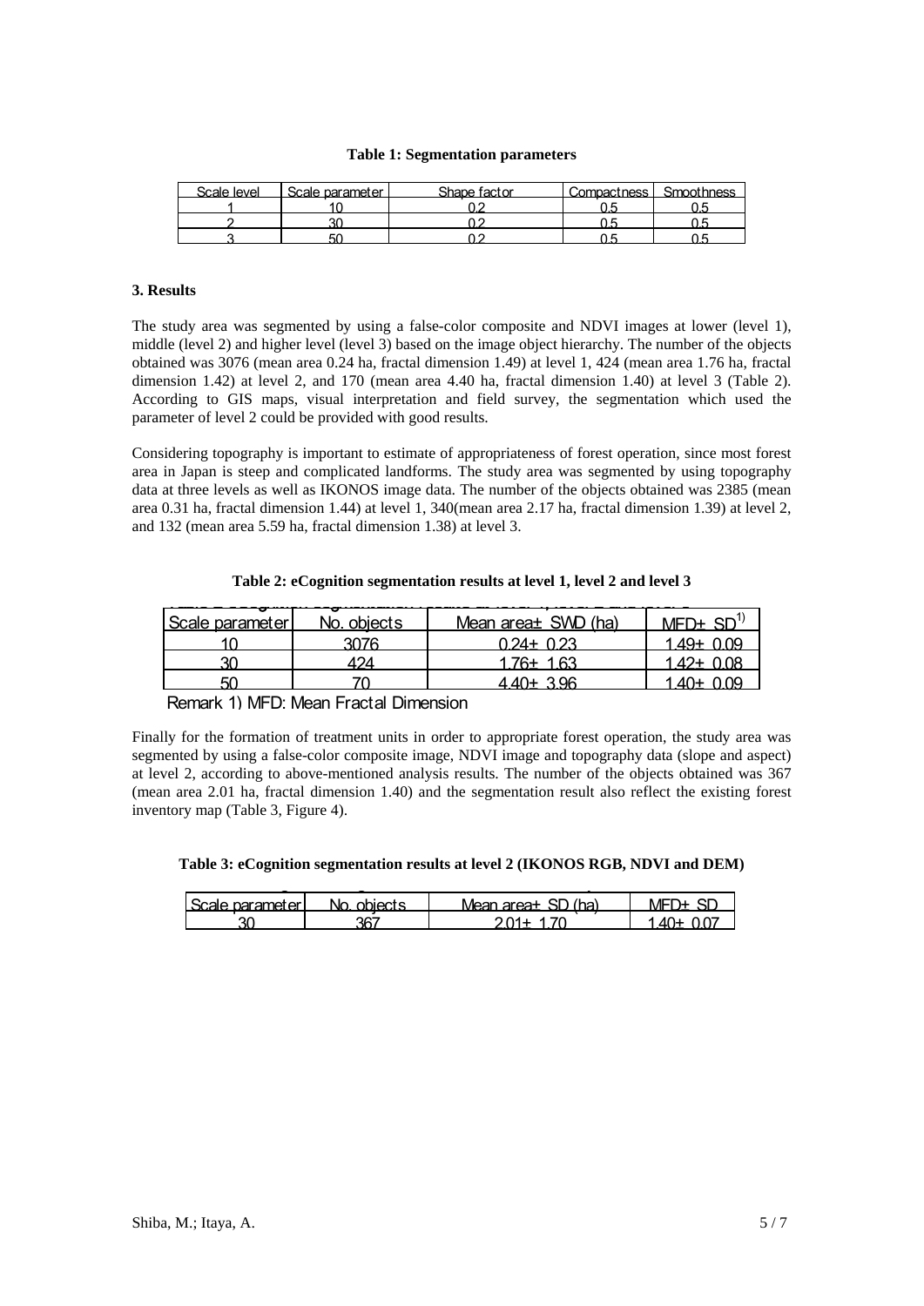**Table 1: Segmentation parameters**

| Scale level | Scale parameter | Shape factor | Compactness | Smoothness |
|---|---|---|---|---|
| 1 | 10 | 0.2 | 0.5 | 0.5 |
| 2 | 30 | 0.2 | 0.5 | 0.5 |
| 3 | 50 | 0.2 | 0.5 | 0.5 |

## 3. Results

The study area was segmented by using a false-color composite and NDVI images at lower (level 1), middle (level 2) and higher level (level 3) based on the image object hierarchy. The number of the objects obtained was 3076 (mean area 0.24 ha, fractal dimension 1.49) at level 1, 424 (mean area 1.76 ha, fractal dimension 1.42) at level 2, and 170 (mean area 4.40 ha, fractal dimension 1.40) at level 3 (Table 2). According to GIS maps, visual interpretation and field survey, the segmentation which used the parameter of level 2 could be provided with good results.

Considering topography is important to estimate of appropriateness of forest operation, since most forest area in Japan is steep and complicated landforms. The study area was segmented by using topography data at three levels as well as IKONOS image data. The number of the objects obtained was 2385 (mean area 0.31 ha, fractal dimension 1.44) at level 1, 340(mean area 2.17 ha, fractal dimension 1.39) at level 2, and 132 (mean area 5.59 ha, fractal dimension 1.38) at level 3.

**Table 2: eCognition segmentation results at level 1, level 2 and level 3**

| Scale parameter | No. objects | Mean area± SWD (ha) | MFD± SD[1] |
|---|---|---|---|
| 10 | 3076 | 0.24± 0.23 | 1.49± 0.09 |
| 30 | 424 | 1.76± 1.63 | 1.42± 0.08 |
| 50 | 70 | 4.40± 3.96 | 1.40± 0.09 |

Remark 1) MFD: Mean Fractal Dimension

Finally for the formation of treatment units in order to appropriate forest operation, the study area was segmented by using a false-color composite image, NDVI image and topography data (slope and aspect) at level 2, according to above-mentioned analysis results. The number of the objects obtained was 367 (mean area 2.01 ha, fractal dimension 1.40) and the segmentation result also reflect the existing forest inventory map (Table 3, Figure 4).

**Table 3: eCognition segmentation results at level 2 (IKONOS RGB, NDVI and DEM)**

| Scale parameter | No. objects | Mean area± SD (ha) | MFD± SD |
|---|---|---|---|
| 30 | 367 | 2.01± 1.70 | 1.40± 0.07 |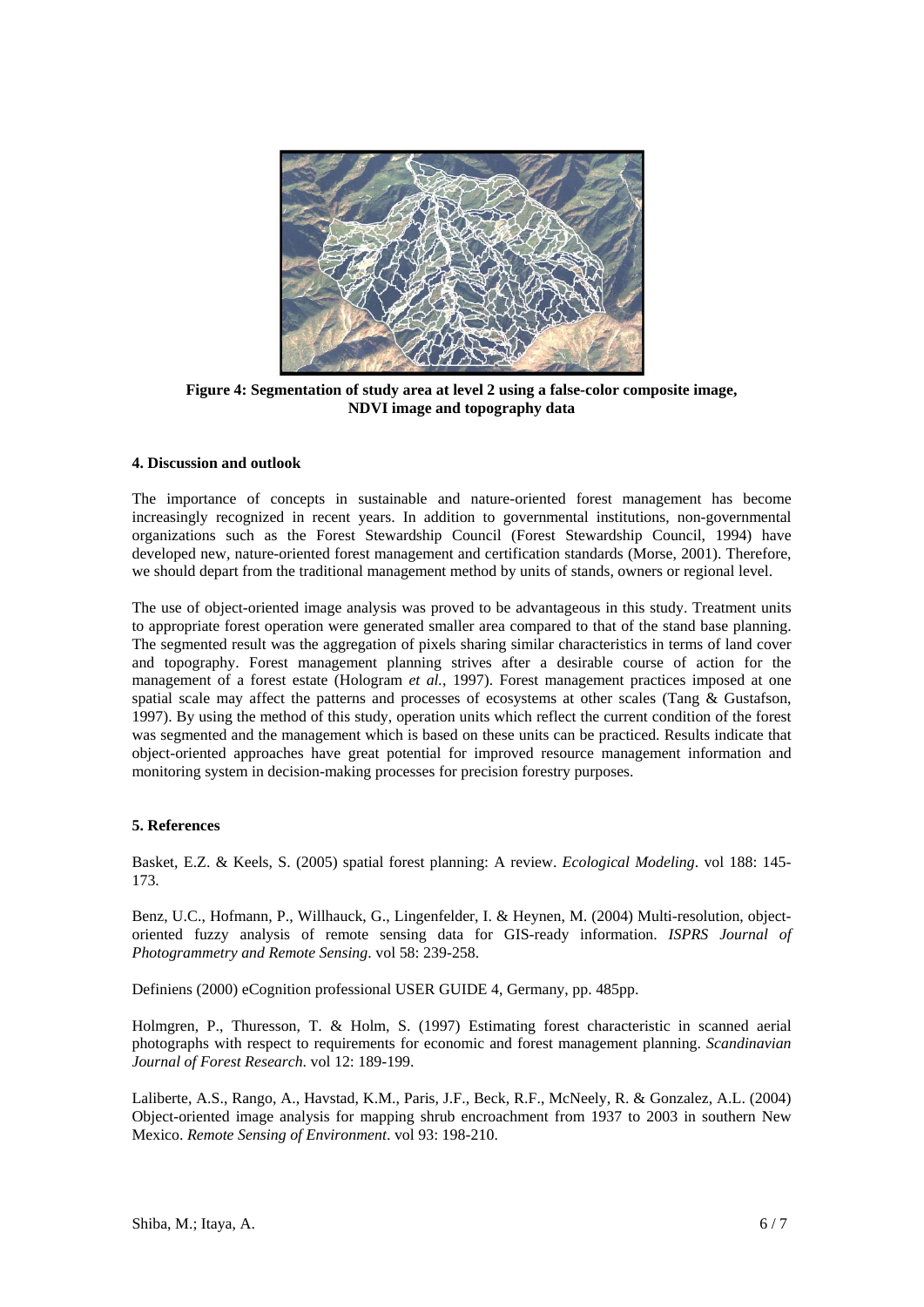**Figure 4: Segmentation of study area at level 2 using a false-color composite image, NDVI image and topography data**

## 4. Discussion and outlook

The importance of concepts in sustainable and nature-oriented forest management has become increasingly recognized in recent years. In addition to governmental institutions, non-governmental organizations such as the Forest Stewardship Council (Forest Stewardship Council, 1994) have developed new, nature-oriented forest management and certification standards (Morse, 2001). Therefore, we should depart from the traditional management method by units of stands, owners or regional level.

The use of object-oriented image analysis was proved to be advantageous in this study. Treatment units to appropriate forest operation were generated smaller area compared to that of the stand base planning. The segmented result was the aggregation of pixels sharing similar characteristics in terms of land cover and topography. Forest management planning strives after a desirable course of action for the management of a forest estate (Hologram *et al.*, 1997). Forest management practices imposed at one spatial scale may affect the patterns and processes of ecosystems at other scales (Tang & Gustafson, 1997). By using the method of this study, operation units which reflect the current condition of the forest was segmented and the management which is based on these units can be practiced. Results indicate that object-oriented approaches have great potential for improved resource management information and monitoring system in decision-making processes for precision forestry purposes.

## 5. References

Basket, E.Z. & Keels, S. (2005) spatial forest planning: A review. *Ecological Modeling*. vol 188: 145-173.

Benz, U.C., Hofmann, P., Willhauck, G., Lingenfelder, I. & Heynen, M. (2004) Multi-resolution, object-oriented fuzzy analysis of remote sensing data for GIS-ready information. *ISPRS Journal of Photogrammetry and Remote Sensing*. vol 58: 239-258.

Definiens (2000) eCognition professional USER GUIDE 4, Germany, pp. 485pp.

Holmgren, P., Thuresson, T. & Holm, S. (1997) Estimating forest characteristic in scanned aerial photographs with respect to requirements for economic and forest management planning. *Scandinavian Journal of Forest Research*. vol 12: 189-199.

Laliberte, A.S., Rango, A., Havstad, K.M., Paris, J.F., Beck, R.F., McNeely, R. & Gonzalez, A.L. (2004) Object-oriented image analysis for mapping shrub encroachment from 1937 to 2003 in southern New Mexico. *Remote Sensing of Environment*. vol 93: 198-210.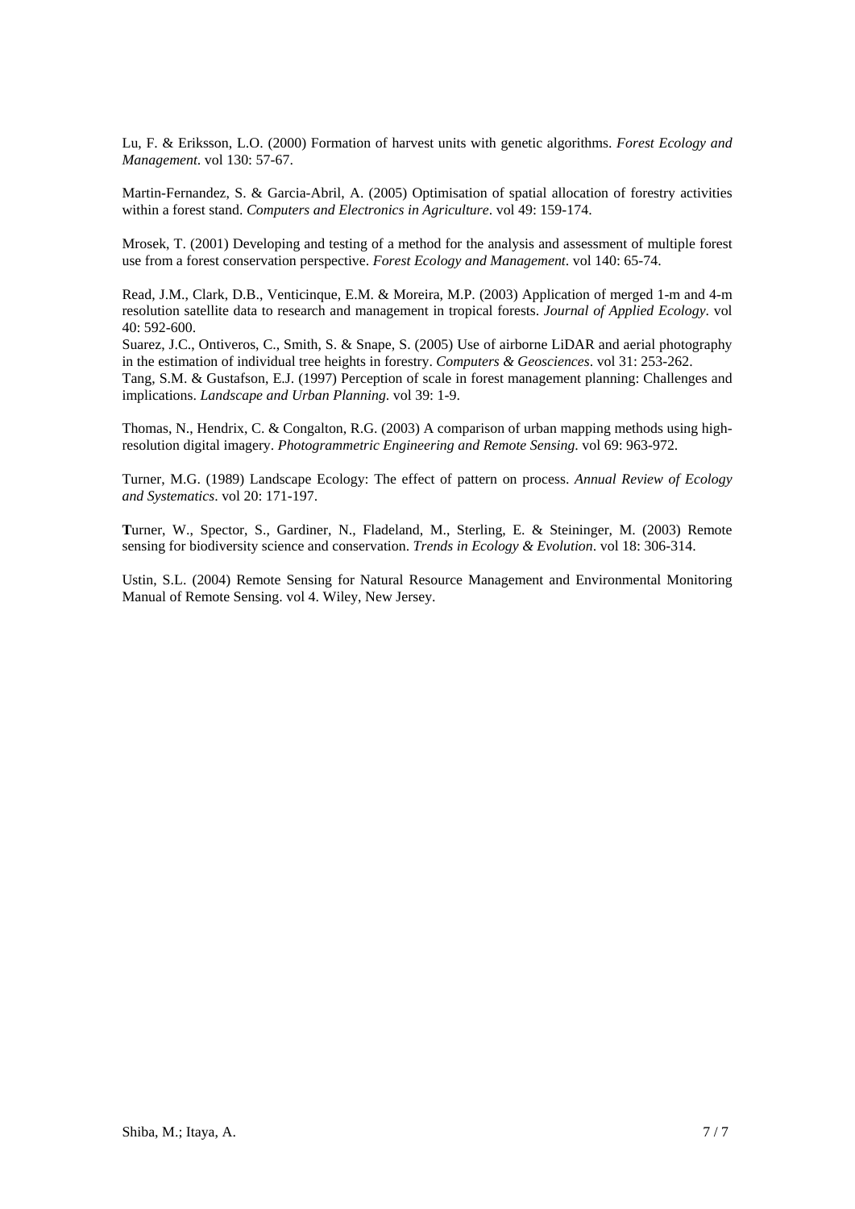Lu, F. & Eriksson, L.O. (2000) Formation of harvest units with genetic algorithms. *Forest Ecology and Management*. vol 130: 57-67.

Martin-Fernandez, S. & Garcia-Abril, A. (2005) Optimisation of spatial allocation of forestry activities within a forest stand. *Computers and Electronics in Agriculture*. vol 49: 159-174.

Mrosek, T. (2001) Developing and testing of a method for the analysis and assessment of multiple forest use from a forest conservation perspective. *Forest Ecology and Management*. vol 140: 65-74.

Read, J.M., Clark, D.B., Venticinque, E.M. & Moreira, M.P. (2003) Application of merged 1-m and 4-m resolution satellite data to research and management in tropical forests. *Journal of Applied Ecology*. vol 40: 592-600.

Suarez, J.C., Ontiveros, C., Smith, S. & Snape, S. (2005) Use of airborne LiDAR and aerial photography in the estimation of individual tree heights in forestry. *Computers & Geosciences*. vol 31: 253-262.

Tang, S.M. & Gustafson, E.J. (1997) Perception of scale in forest management planning: Challenges and implications. *Landscape and Urban Planning.* vol 39: 1-9.

Thomas, N., Hendrix, C. & Congalton, R.G. (2003) A comparison of urban mapping methods using high-resolution digital imagery. *Photogrammetric Engineering and Remote Sensing*. vol 69: 963-972.

Turner, M.G. (1989) Landscape Ecology: The effect of pattern on process. *Annual Review of Ecology and Systematics*. vol 20: 171-197.

**T**urner, W., Spector, S., Gardiner, N., Fladeland, M., Sterling, E. & Steininger, M. (2003) Remote sensing for biodiversity science and conservation. *Trends in Ecology & Evolution*. vol 18: 306-314.

Ustin, S.L. (2004) Remote Sensing for Natural Resource Management and Environmental Monitoring Manual of Remote Sensing. vol 4. Wiley, New Jersey.